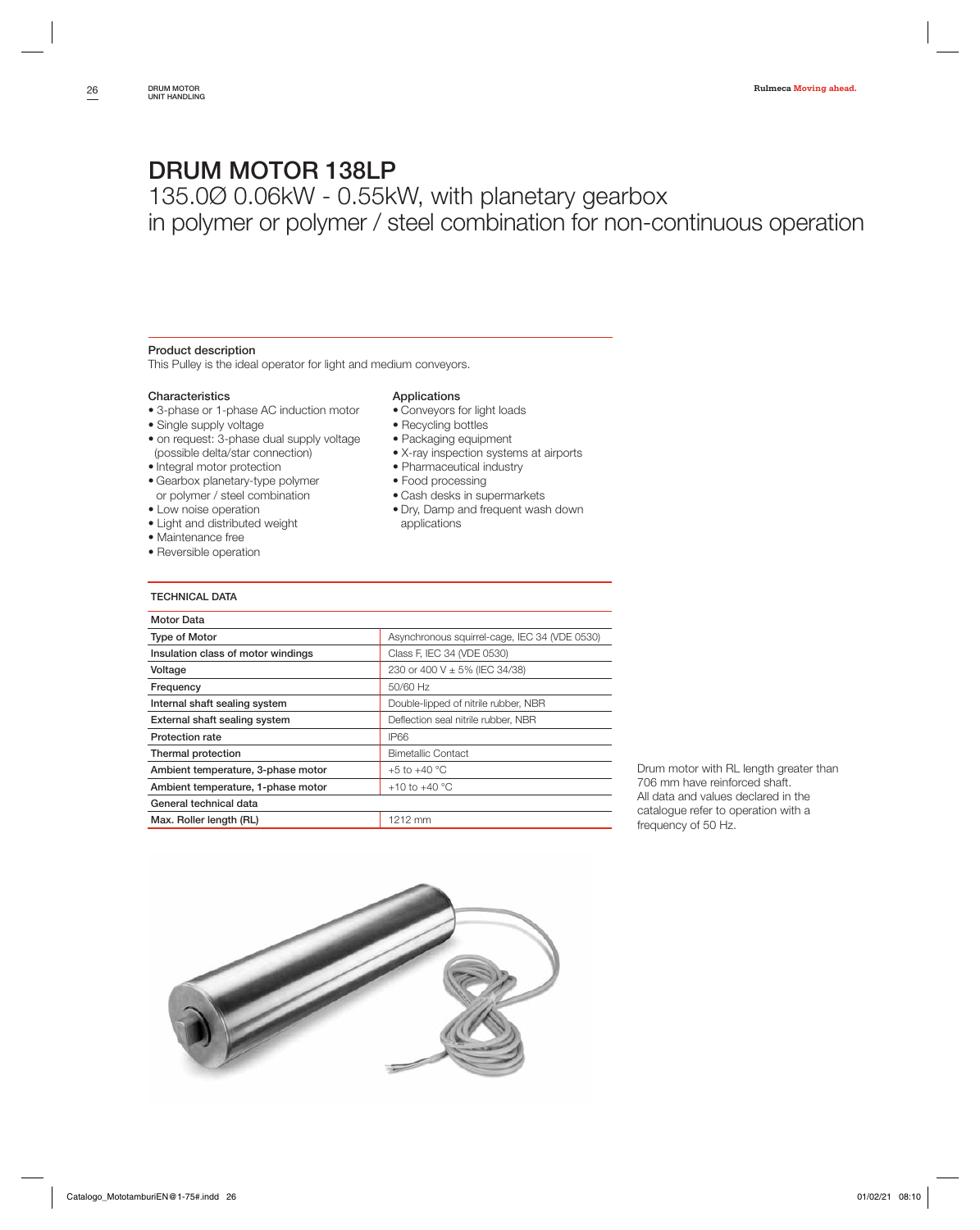# DRUM MOTOR 138LP

## 135.0Ø 0.06kW - 0.55kW, with planetary gearbox in polymer or polymer / steel combination for non-continuous operation

**Product description**

This Pulley is the ideal operator for light and medium conveyors.

**Characteristics**

- 3-phase or 1-phase AC induction motor
- Single supply voltage
- on request: 3-phase dual supply voltage (possible delta/star connection)
- Integral motor protection
- Gearbox planetary-type polymer or polymer / steel combination
- Low noise operation
- Light and distributed weight
- Maintenance free
- Reversible operation

**Applications**

- Conveyors for light loads
- Recycling bottles
- Packaging equipment
- X-ray inspection systems at airports
- Pharmaceutical industry
- Food processing
- Cash desks in supermarkets
- Dry, Damp and frequent wash down applications

**TECHNICAL DATA**

| Motor Data | |
|---|---|
| Type of Motor | Asynchronous squirrel-cage, IEC 34 (VDE 0530) |
| Insulation class of motor windings | Class F, IEC 34 (VDE 0530) |
| Voltage | 230 or 400 V ± 5% (IEC 34/38) |
| Frequency | 50/60 Hz |
| Internal shaft sealing system | Double-lipped of nitrile rubber, NBR |
| External shaft sealing system | Deflection seal nitrile rubber, NBR |
| Protection rate | IP66 |
| Thermal protection | Bimetallic Contact |
| Ambient temperature, 3-phase motor | +5 to +40 °C |
| Ambient temperature, 1-phase motor | +10 to +40 °C |
| **General technical data** | |
| Max. Roller length (RL) | 1212 mm |

Drum motor with RL length greater than 706 mm have reinforced shaft.
All data and values declared in the catalogue refer to operation with a frequency of 50 Hz.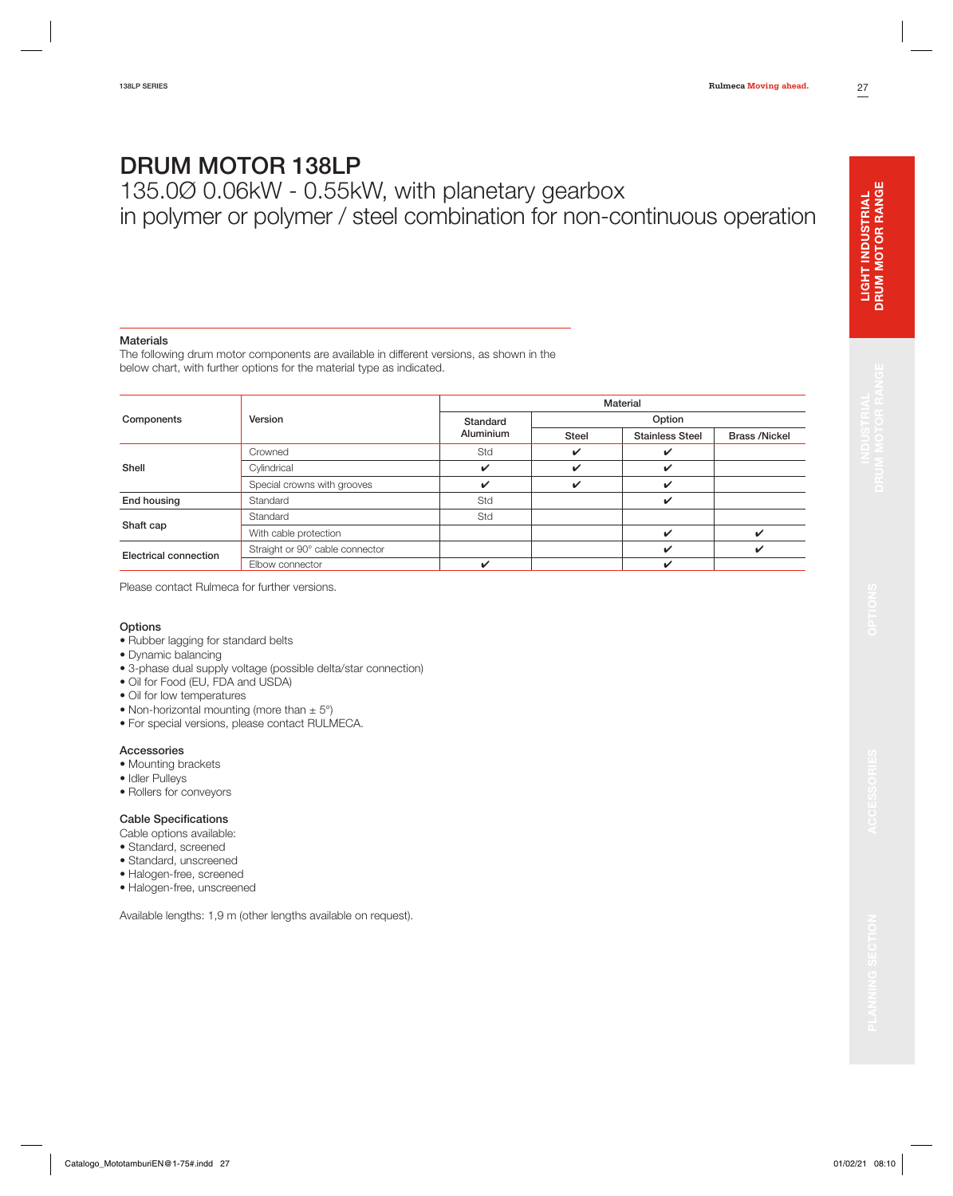# DRUM MOTOR 138LP

135.0Ø 0.06kW - 0.55kW, with planetary gearbox
in polymer or polymer / steel combination for non-continuous operation

### Materials

The following drum motor components are available in different versions, as shown in the below chart, with further options for the material type as indicated.

| Components | Version | Material | | | |
|---|---|---|---|---|---|
| | | Standard | Option | | |
| | | Aluminium | Steel | Stainless Steel | Brass /Nickel |
| Shell | Crowned | Std | ✔ | ✔ | |
| | Cylindrical | ✔ | ✔ | ✔ | |
| | Special crowns with grooves | ✔ | ✔ | ✔ | |
| End housing | Standard | Std | | ✔ | |
| Shaft cap | Standard | Std | | | |
| | With cable protection | | | ✔ | ✔ |
| Electrical connection | Straight or 90° cable connector | | | ✔ | ✔ |
| | Elbow connector | ✔ | | ✔ | |

Please contact Rulmeca for further versions.

### Options

- Rubber lagging for standard belts
- Dynamic balancing
- 3-phase dual supply voltage (possible delta/star connection)
- Oil for Food (EU, FDA and USDA)
- Oil for low temperatures
- Non-horizontal mounting (more than ± 5°)
- For special versions, please contact RULMECA.

### Accessories

- Mounting brackets
- Idler Pulleys
- Rollers for conveyors

### Cable Specifications

Cable options available:

- Standard, screened
- Standard, unscreened
- Halogen-free, screened
- Halogen-free, unscreened

Available lengths: 1,9 m (other lengths available on request).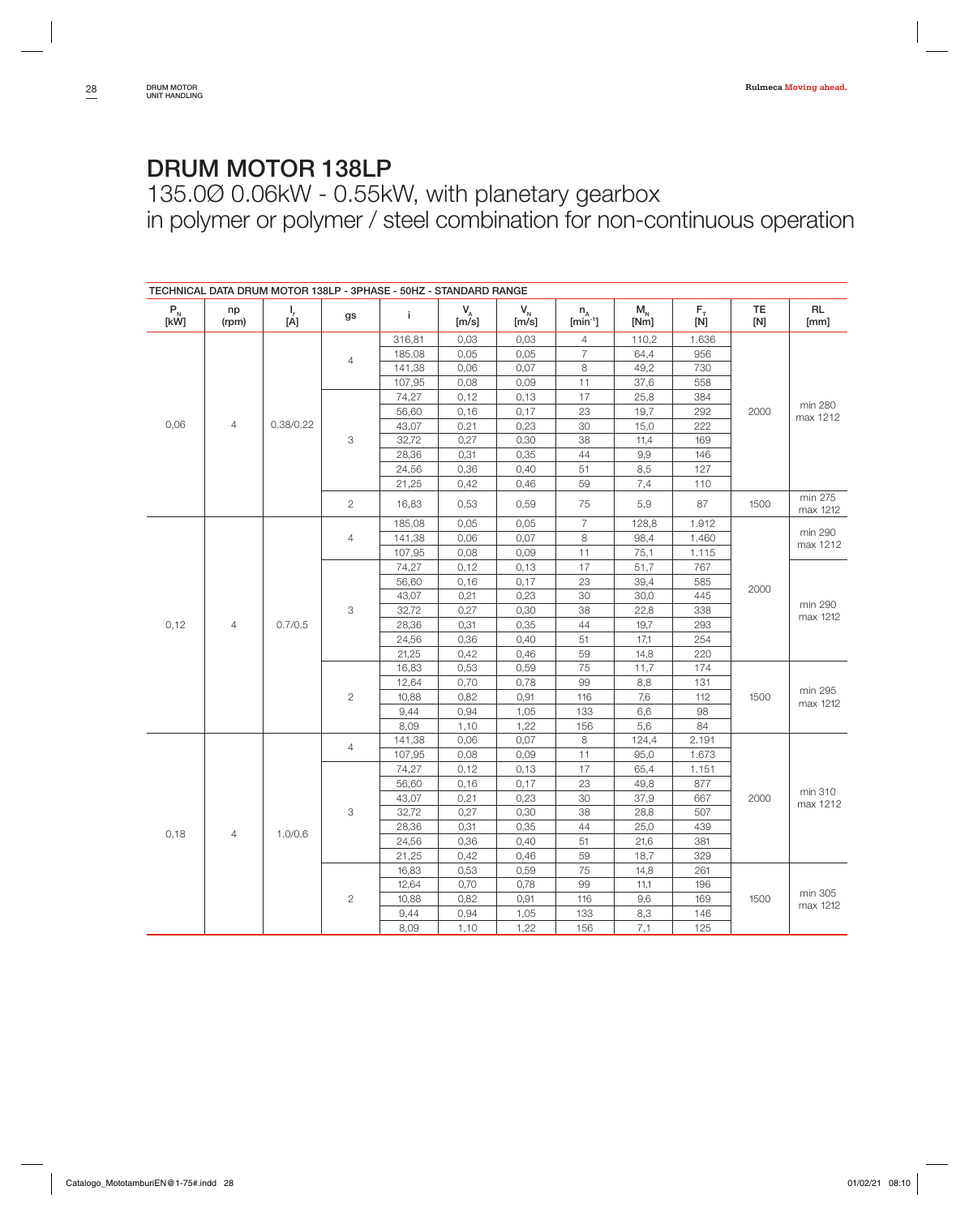# DRUM MOTOR 138LP

135.0Ø 0.06kW - 0.55kW, with planetary gearbox in polymer or polymer / steel combination for non-continuous operation

**TECHNICAL DATA DRUM MOTOR 138LP - 3PHASE - 50HZ - STANDARD RANGE**

| $P_N$ [kW] | np (rpm) | $I_r$ [A] | gs | i | $V_A$ [m/s] | $V_N$ [m/s] | $n_A$ [min$^{-1}$] | $M_N$ [Nm] | $F_T$ [N] | TE [N] | RL [mm] |
|---|---|---|---|---|---|---|---|---|---|---|---|
| 0,06 | 4 | 0.38/0.22 | 4 | 316,81 | 0,03 | 0,03 | 4 | 110,2 | 1.636 | 2000 | min 280 max 1212 |
| | | | | 185,08 | 0,05 | 0,05 | 7 | 64,4 | 956 | | |
| | | | | 141,38 | 0,06 | 0,07 | 8 | 49,2 | 730 | | |
| | | | | 107,95 | 0,08 | 0,09 | 11 | 37,6 | 558 | | |
| | | | 3 | 74,27 | 0,12 | 0,13 | 17 | 25,8 | 384 | | |
| | | | | 56,60 | 0,16 | 0,17 | 23 | 19,7 | 292 | | |
| | | | | 43,07 | 0,21 | 0,23 | 30 | 15,0 | 222 | | |
| | | | | 32,72 | 0,27 | 0,30 | 38 | 11,4 | 169 | | |
| | | | | 28,36 | 0,31 | 0,35 | 44 | 9,9 | 146 | | |
| | | | | 24,56 | 0,36 | 0,40 | 51 | 8,5 | 127 | | |
| | | | | 21,25 | 0,42 | 0,46 | 59 | 7,4 | 110 | | |
| | | | 2 | 16,83 | 0,53 | 0,59 | 75 | 5,9 | 87 | 1500 | min 275 max 1212 |
| 0,12 | 4 | 0.7/0.5 | 4 | 185,08 | 0,05 | 0,05 | 7 | 128,8 | 1.912 | 2000 | min 290 max 1212 |
| | | | | 141,38 | 0,06 | 0,07 | 8 | 98,4 | 1.460 | | |
| | | | | 107,95 | 0,08 | 0,09 | 11 | 75,1 | 1.115 | | |
| | | | 3 | 74,27 | 0,12 | 0,13 | 17 | 51,7 | 767 | | min 290 max 1212 |
| | | | | 56,60 | 0,16 | 0,17 | 23 | 39,4 | 585 | | |
| | | | | 43,07 | 0,21 | 0,23 | 30 | 30,0 | 445 | | |
| | | | | 32,72 | 0,27 | 0,30 | 38 | 22,8 | 338 | | |
| | | | | 28,36 | 0,31 | 0,35 | 44 | 19,7 | 293 | | |
| | | | | 24,56 | 0,36 | 0,40 | 51 | 17,1 | 254 | | |
| | | | | 21,25 | 0,42 | 0,46 | 59 | 14,8 | 220 | | |
| | | | 2 | 16,83 | 0,53 | 0,59 | 75 | 11,7 | 174 | 1500 | min 295 max 1212 |
| | | | | 12,64 | 0,70 | 0,78 | 99 | 8,8 | 131 | | |
| | | | | 10,88 | 0,82 | 0,91 | 116 | 7,6 | 112 | | |
| | | | | 9,44 | 0,94 | 1,05 | 133 | 6,6 | 98 | | |
| | | | | 8,09 | 1,10 | 1,22 | 156 | 5,6 | 84 | | |
| 0,18 | 4 | 1.0/0.6 | 4 | 141,38 | 0,06 | 0,07 | 8 | 124,4 | 2.191 | 2000 | min 310 max 1212 |
| | | | | 107,95 | 0,08 | 0,09 | 11 | 95,0 | 1.673 | | |
| | | | 3 | 74,27 | 0,12 | 0,13 | 17 | 65,4 | 1.151 | | |
| | | | | 56,60 | 0,16 | 0,17 | 23 | 49,8 | 877 | | |
| | | | | 43,07 | 0,21 | 0,23 | 30 | 37,9 | 667 | | |
| | | | | 32,72 | 0,27 | 0,30 | 38 | 28,8 | 507 | | |
| | | | | 28,36 | 0,31 | 0,35 | 44 | 25,0 | 439 | | |
| | | | | 24,56 | 0,36 | 0,40 | 51 | 21,6 | 381 | | |
| | | | | 21,25 | 0,42 | 0,46 | 59 | 18,7 | 329 | | |
| | | | 2 | 16,83 | 0,53 | 0,59 | 75 | 14,8 | 261 | 1500 | min 305 max 1212 |
| | | | | 12,64 | 0,70 | 0,78 | 99 | 11,1 | 196 | | |
| | | | | 10,88 | 0,82 | 0,91 | 116 | 9,6 | 169 | | |
| | | | | 9,44 | 0,94 | 1,05 | 133 | 8,3 | 146 | | |
| | | | | 8,09 | 1,10 | 1,22 | 156 | 7,1 | 125 | | |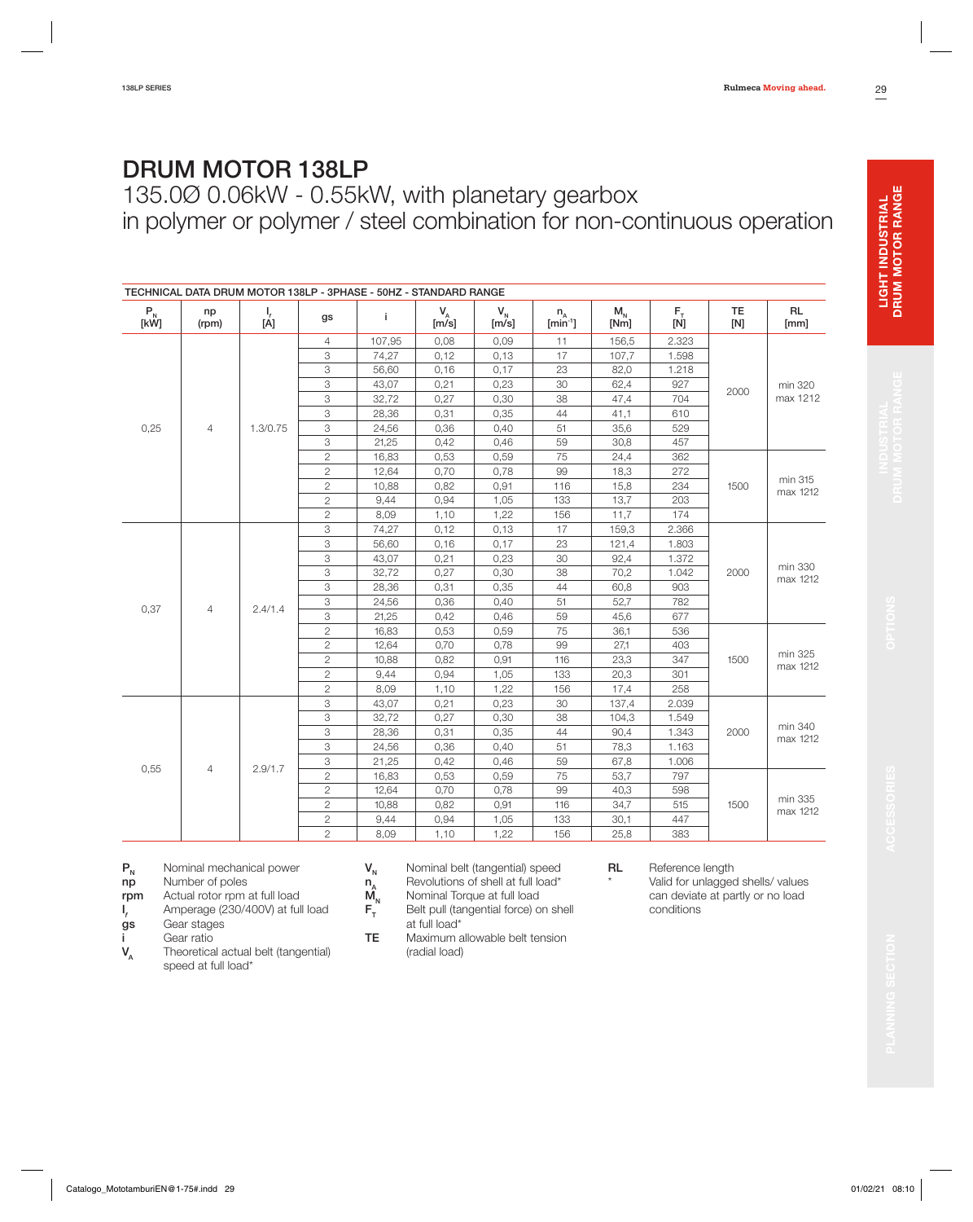# DRUM MOTOR 138LP

## 135.0Ø 0.06kW - 0.55kW, with planetary gearbox in polymer or polymer / steel combination for non-continuous operation

TECHNICAL DATA DRUM MOTOR 138LP - 3PHASE - 50HZ - STANDARD RANGE

| $P_N$ [kW] | np (rpm) | $I_r$ [A] | gs | i | $V_A$ [m/s] | $V_N$ [m/s] | $n_A$ [min$^{-1}$] | $M_N$ [Nm] | $F_T$ [N] | TE [N] | RL [mm] |
|---|---|---|---|---|---|---|---|---|---|---|---|
| 0,25 | 4 | 1.3/0.75 | 4 | 107,95 | 0,08 | 0,09 | 11 | 156,5 | 2.323 | 2000 | min 320 max 1212 |
| | | | 3 | 74,27 | 0,12 | 0,13 | 17 | 107,7 | 1.598 | | |
| | | | 3 | 56,60 | 0,16 | 0,17 | 23 | 82,0 | 1.218 | | |
| | | | 3 | 43,07 | 0,21 | 0,23 | 30 | 62,4 | 927 | | |
| | | | 3 | 32,72 | 0,27 | 0,30 | 38 | 47,4 | 704 | | |
| | | | 3 | 28,36 | 0,31 | 0,35 | 44 | 41,1 | 610 | | |
| | | | 3 | 24,56 | 0,36 | 0,40 | 51 | 35,6 | 529 | | |
| | | | 3 | 21,25 | 0,42 | 0,46 | 59 | 30,8 | 457 | | |
| | | | 2 | 16,83 | 0,53 | 0,59 | 75 | 24,4 | 362 | 1500 | min 315 max 1212 |
| | | | 2 | 12,64 | 0,70 | 0,78 | 99 | 18,3 | 272 | | |
| | | | 2 | 10,88 | 0,82 | 0,91 | 116 | 15,8 | 234 | | |
| | | | 2 | 9,44 | 0,94 | 1,05 | 133 | 13,7 | 203 | | |
| | | | 2 | 8,09 | 1,10 | 1,22 | 156 | 11,7 | 174 | | |
| 0,37 | 4 | 2.4/1.4 | 3 | 74,27 | 0,12 | 0,13 | 17 | 159,3 | 2.366 | 2000 | min 330 max 1212 |
| | | | 3 | 56,60 | 0,16 | 0,17 | 23 | 121,4 | 1.803 | | |
| | | | 3 | 43,07 | 0,21 | 0,23 | 30 | 92,4 | 1.372 | | |
| | | | 3 | 32,72 | 0,27 | 0,30 | 38 | 70,2 | 1.042 | | |
| | | | 3 | 28,36 | 0,31 | 0,35 | 44 | 60,8 | 903 | | |
| | | | 3 | 24,56 | 0,36 | 0,40 | 51 | 52,7 | 782 | | |
| | | | 3 | 21,25 | 0,42 | 0,46 | 59 | 45,6 | 677 | | |
| | | | 2 | 16,83 | 0,53 | 0,59 | 75 | 36,1 | 536 | 1500 | min 325 max 1212 |
| | | | 2 | 12,64 | 0,70 | 0,78 | 99 | 27,1 | 403 | | |
| | | | 2 | 10,88 | 0,82 | 0,91 | 116 | 23,3 | 347 | | |
| | | | 2 | 9,44 | 0,94 | 1,05 | 133 | 20,3 | 301 | | |
| | | | 2 | 8,09 | 1,10 | 1,22 | 156 | 17,4 | 258 | | |
| 0,55 | 4 | 2.9/1.7 | 3 | 43,07 | 0,21 | 0,23 | 30 | 137,4 | 2.039 | 2000 | min 340 max 1212 |
| | | | 3 | 32,72 | 0,27 | 0,30 | 38 | 104,3 | 1.549 | | |
| | | | 3 | 28,36 | 0,31 | 0,35 | 44 | 90,4 | 1.343 | | |
| | | | 3 | 24,56 | 0,36 | 0,40 | 51 | 78,3 | 1.163 | | |
| | | | 3 | 21,25 | 0,42 | 0,46 | 59 | 67,8 | 1.006 | | |
| | | | 2 | 16,83 | 0,53 | 0,59 | 75 | 53,7 | 797 | 1500 | min 335 max 1212 |
| | | | 2 | 12,64 | 0,70 | 0,78 | 99 | 40,3 | 598 | | |
| | | | 2 | 10,88 | 0,82 | 0,91 | 116 | 34,7 | 515 | | |
| | | | 2 | 9,44 | 0,94 | 1,05 | 133 | 30,1 | 447 | | |
| | | | 2 | 8,09 | 1,10 | 1,22 | 156 | 25,8 | 383 | | |

- **$P_N$** Nominal mechanical power
- **np** Number of poles
- **rpm** Actual rotor rpm at full load
- **$I_r$** Amperage (230/400V) at full load
- **gs** Gear stages
- **i** Gear ratio
- **$V_A$** Theoretical actual belt (tangential) speed at full load*
- **$V_N$** Nominal belt (tangential) speed
- **$n_A$** Revolutions of shell at full load*
- **$M_N$** Nominal Torque at full load
- **$F_T$** Belt pull (tangential force) on shell at full load*
- **TE** Maximum allowable belt tension (radial load)
- **RL** Reference length
- \* Valid for unlagged shells/ values can deviate at partly or no load conditions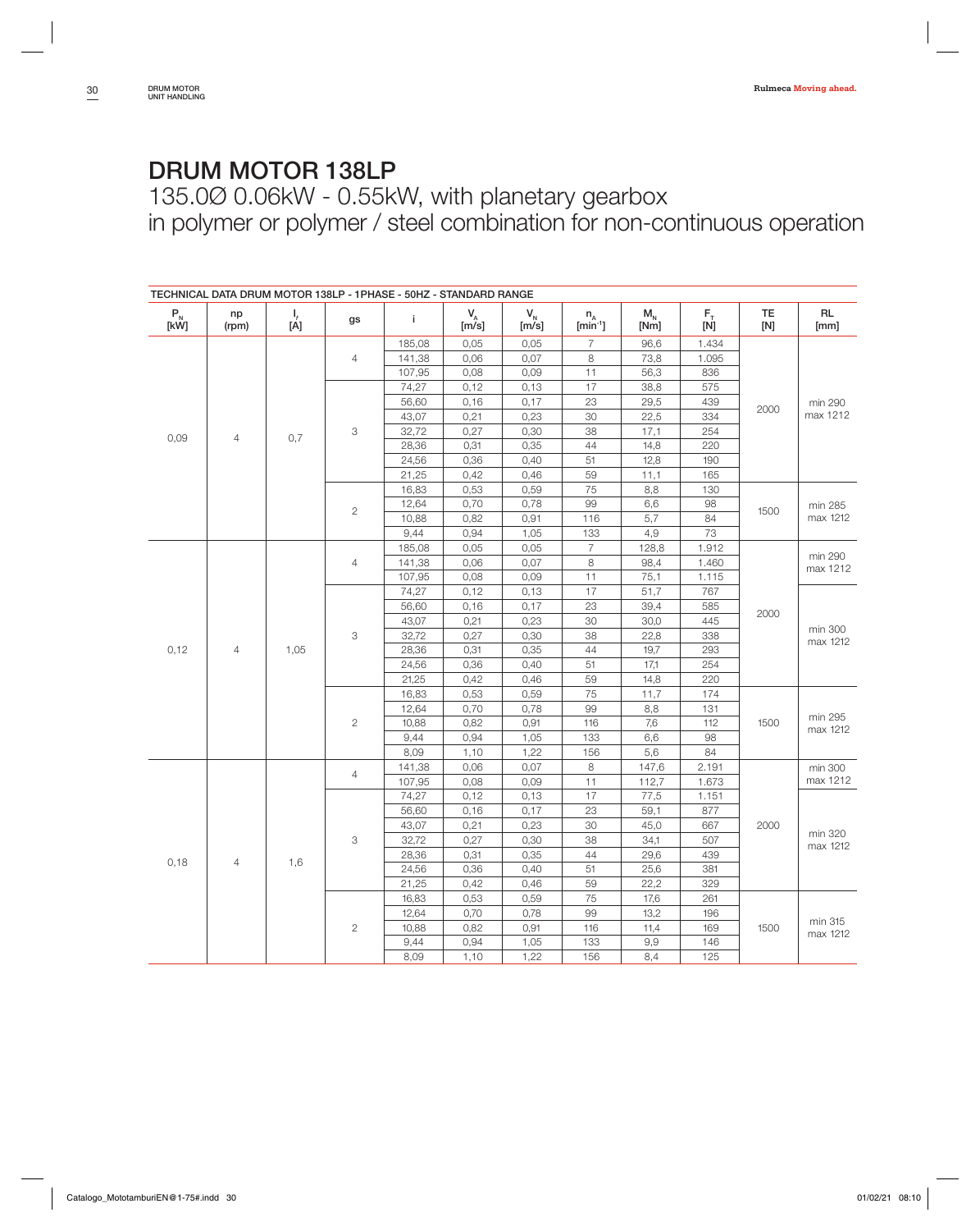# DRUM MOTOR 138LP

135.0Ø 0.06kW - 0.55kW, with planetary gearbox
in polymer or polymer / steel combination for non-continuous operation

TECHNICAL DATA DRUM MOTOR 138LP - 1PHASE - 50HZ - STANDARD RANGE

| $P_N$ [kW] | np (rpm) | $I_r$ [A] | gs | i | $V_A$ [m/s] | $V_N$ [m/s] | $n_A$ [min$^{-1}$] | $M_N$ [Nm] | $F_T$ [N] | TE [N] | RL [mm] |
|---|---|---|---|---|---|---|---|---|---|---|---|
| 0,09 | 4 | 0,7 | 4 | 185,08 | 0,05 | 0,05 | 7 | 96,6 | 1.434 | 2000 | min 290 max 1212 |
| | | | | 141,38 | 0,06 | 0,07 | 8 | 73,8 | 1.095 | | |
| | | | | 107,95 | 0,08 | 0,09 | 11 | 56,3 | 836 | | |
| | | | 3 | 74,27 | 0,12 | 0,13 | 17 | 38,8 | 575 | | |
| | | | | 56,60 | 0,16 | 0,17 | 23 | 29,5 | 439 | | |
| | | | | 43,07 | 0,21 | 0,23 | 30 | 22,5 | 334 | | |
| | | | | 32,72 | 0,27 | 0,30 | 38 | 17,1 | 254 | | |
| | | | | 28,36 | 0,31 | 0,35 | 44 | 14,8 | 220 | | |
| | | | | 24,56 | 0,36 | 0,40 | 51 | 12,8 | 190 | | |
| | | | | 21,25 | 0,42 | 0,46 | 59 | 11,1 | 165 | | |
| | | | 2 | 16,83 | 0,53 | 0,59 | 75 | 8,8 | 130 | 1500 | min 285 max 1212 |
| | | | | 12,64 | 0,70 | 0,78 | 99 | 6,6 | 98 | | |
| | | | | 10,88 | 0,82 | 0,91 | 116 | 5,7 | 84 | | |
| | | | | 9,44 | 0,94 | 1,05 | 133 | 4,9 | 73 | | |
| 0,12 | 4 | 1,05 | 4 | 185,08 | 0,05 | 0,05 | 7 | 128,8 | 1.912 | 2000 | min 290 max 1212 |
| | | | | 141,38 | 0,06 | 0,07 | 8 | 98,4 | 1.460 | | |
| | | | | 107,95 | 0,08 | 0,09 | 11 | 75,1 | 1.115 | | |
| | | | 3 | 74,27 | 0,12 | 0,13 | 17 | 51,7 | 767 | | min 300 max 1212 |
| | | | | 56,60 | 0,16 | 0,17 | 23 | 39,4 | 585 | | |
| | | | | 43,07 | 0,21 | 0,23 | 30 | 30,0 | 445 | | |
| | | | | 32,72 | 0,27 | 0,30 | 38 | 22,8 | 338 | | |
| | | | | 28,36 | 0,31 | 0,35 | 44 | 19,7 | 293 | | |
| | | | | 24,56 | 0,36 | 0,40 | 51 | 17,1 | 254 | | |
| | | | | 21,25 | 0,42 | 0,46 | 59 | 14,8 | 220 | | |
| | | | 2 | 16,83 | 0,53 | 0,59 | 75 | 11,7 | 174 | 1500 | min 295 max 1212 |
| | | | | 12,64 | 0,70 | 0,78 | 99 | 8,8 | 131 | | |
| | | | | 10,88 | 0,82 | 0,91 | 116 | 7,6 | 112 | | |
| | | | | 9,44 | 0,94 | 1,05 | 133 | 6,6 | 98 | | |
| | | | | 8,09 | 1,10 | 1,22 | 156 | 5,6 | 84 | | |
| 0,18 | 4 | 1,6 | 4 | 141,38 | 0,06 | 0,07 | 8 | 147,6 | 2.191 | 2000 | min 300 max 1212 |
| | | | | 107,95 | 0,08 | 0,09 | 11 | 112,7 | 1.673 | | |
| | | | 3 | 74,27 | 0,12 | 0,13 | 17 | 77,5 | 1.151 | | min 320 max 1212 |
| | | | | 56,60 | 0,16 | 0,17 | 23 | 59,1 | 877 | | |
| | | | | 43,07 | 0,21 | 0,23 | 30 | 45,0 | 667 | | |
| | | | | 32,72 | 0,27 | 0,30 | 38 | 34,1 | 507 | | |
| | | | | 28,36 | 0,31 | 0,35 | 44 | 29,6 | 439 | | |
| | | | | 24,56 | 0,36 | 0,40 | 51 | 25,6 | 381 | | |
| | | | | 21,25 | 0,42 | 0,46 | 59 | 22,2 | 329 | | |
| | | | 2 | 16,83 | 0,53 | 0,59 | 75 | 17,6 | 261 | 1500 | min 315 max 1212 |
| | | | | 12,64 | 0,70 | 0,78 | 99 | 13,2 | 196 | | |
| | | | | 10,88 | 0,82 | 0,91 | 116 | 11,4 | 169 | | |
| | | | | 9,44 | 0,94 | 1,05 | 133 | 9,9 | 146 | | |
| | | | | 8,09 | 1,10 | 1,22 | 156 | 8,4 | 125 | | |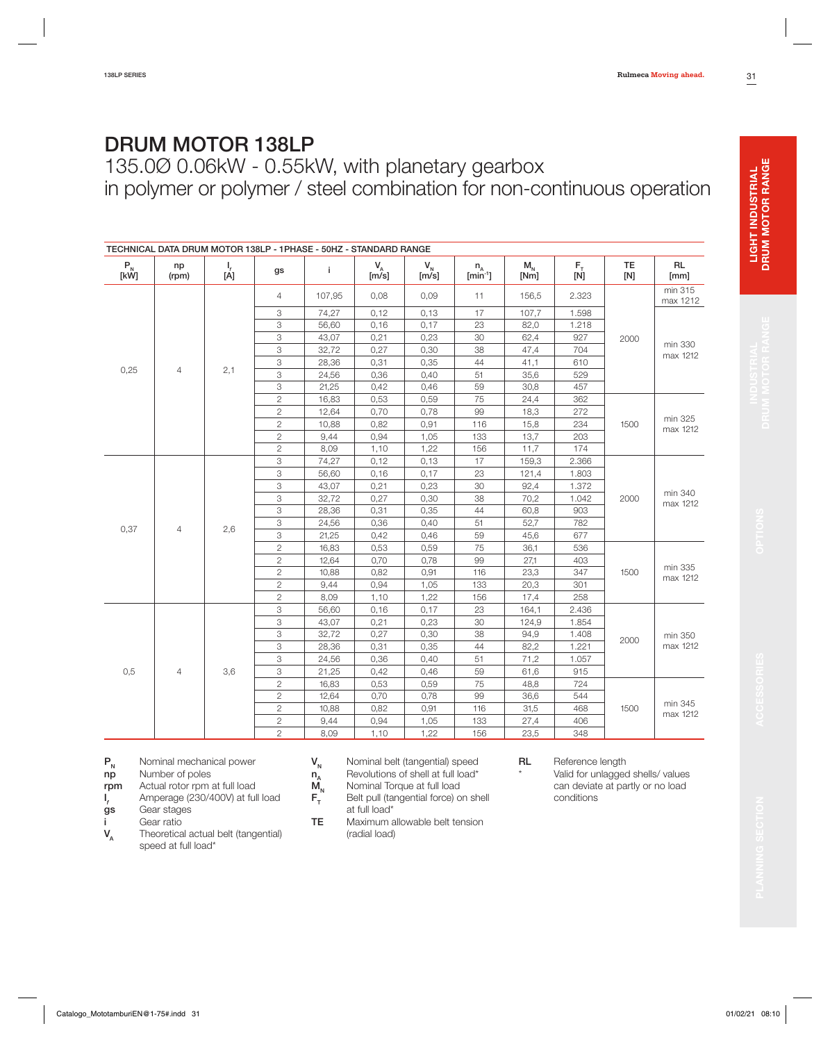# DRUM MOTOR 138LP

135.0Ø 0.06kW - 0.55kW, with planetary gearbox
in polymer or polymer / steel combination for non-continuous operation

**TECHNICAL DATA DRUM MOTOR 138LP - 1PHASE - 50HZ - STANDARD RANGE**

| $P_N$ [kW] | np (rpm) | $I_r$ [A] | gs | i | $V_A$ [m/s] | $V_N$ [m/s] | $n_A$ [$min^{-1}$] | $M_N$ [Nm] | $F_T$ [N] | TE [N] | RL [mm] |
|---|---|---|---|---|---|---|---|---|---|---|---|
| 0,25 | 4 | 2,1 | 4 | 107,95 | 0,08 | 0,09 | 11 | 156,5 | 2.323 | 2000 | min 315 max 1212 |
| | | | 3 | 74,27 | 0,12 | 0,13 | 17 | 107,7 | 1.598 | | min 330 max 1212 |
| | | | 3 | 56,60 | 0,16 | 0,17 | 23 | 82,0 | 1.218 | | |
| | | | 3 | 43,07 | 0,21 | 0,23 | 30 | 62,4 | 927 | | |
| | | | 3 | 32,72 | 0,27 | 0,30 | 38 | 47,4 | 704 | | |
| | | | 3 | 28,36 | 0,31 | 0,35 | 44 | 41,1 | 610 | | |
| | | | 3 | 24,56 | 0,36 | 0,40 | 51 | 35,6 | 529 | | |
| | | | 3 | 21,25 | 0,42 | 0,46 | 59 | 30,8 | 457 | | |
| | | | 2 | 16,83 | 0,53 | 0,59 | 75 | 24,4 | 362 | 1500 | min 325 max 1212 |
| | | | 2 | 12,64 | 0,70 | 0,78 | 99 | 18,3 | 272 | | |
| | | | 2 | 10,88 | 0,82 | 0,91 | 116 | 15,8 | 234 | | |
| | | | 2 | 9,44 | 0,94 | 1,05 | 133 | 13,7 | 203 | | |
| | | | 2 | 8,09 | 1,10 | 1,22 | 156 | 11,7 | 174 | | |
| 0,37 | 4 | 2,6 | 3 | 74,27 | 0,12 | 0,13 | 17 | 159,3 | 2.366 | 2000 | min 340 max 1212 |
| | | | 3 | 56,60 | 0,16 | 0,17 | 23 | 121,4 | 1.803 | | |
| | | | 3 | 43,07 | 0,21 | 0,23 | 30 | 92,4 | 1.372 | | |
| | | | 3 | 32,72 | 0,27 | 0,30 | 38 | 70,2 | 1.042 | | |
| | | | 3 | 28,36 | 0,31 | 0,35 | 44 | 60,8 | 903 | | |
| | | | 3 | 24,56 | 0,36 | 0,40 | 51 | 52,7 | 782 | | |
| | | | 3 | 21,25 | 0,42 | 0,46 | 59 | 45,6 | 677 | | |
| | | | 2 | 16,83 | 0,53 | 0,59 | 75 | 36,1 | 536 | 1500 | min 335 max 1212 |
| | | | 2 | 12,64 | 0,70 | 0,78 | 99 | 27,1 | 403 | | |
| | | | 2 | 10,88 | 0,82 | 0,91 | 116 | 23,3 | 347 | | |
| | | | 2 | 9,44 | 0,94 | 1,05 | 133 | 20,3 | 301 | | |
| | | | 2 | 8,09 | 1,10 | 1,22 | 156 | 17,4 | 258 | | |
| 0,5 | 4 | 3,6 | 3 | 56,60 | 0,16 | 0,17 | 23 | 164,1 | 2.436 | 2000 | min 350 max 1212 |
| | | | 3 | 43,07 | 0,21 | 0,23 | 30 | 124,9 | 1.854 | | |
| | | | 3 | 32,72 | 0,27 | 0,30 | 38 | 94,9 | 1.408 | | |
| | | | 3 | 28,36 | 0,31 | 0,35 | 44 | 82,2 | 1.221 | | |
| | | | 3 | 24,56 | 0,36 | 0,40 | 51 | 71,2 | 1.057 | | |
| | | | 3 | 21,25 | 0,42 | 0,46 | 59 | 61,6 | 915 | | |
| | | | 2 | 16,83 | 0,53 | 0,59 | 75 | 48,8 | 724 | 1500 | min 345 max 1212 |
| | | | 2 | 12,64 | 0,70 | 0,78 | 99 | 36,6 | 544 | | |
| | | | 2 | 10,88 | 0,82 | 0,91 | 116 | 31,5 | 468 | | |
| | | | 2 | 9,44 | 0,94 | 1,05 | 133 | 27,4 | 406 | | |
| | | | 2 | 8,09 | 1,10 | 1,22 | 156 | 23,5 | 348 | | |

**$P_N$** Nominal mechanical power
**np** Number of poles
**rpm** Actual rotor rpm at full load
**$I_r$** Amperage (230/400V) at full load
**gs** Gear stages
**i** Gear ratio
**$V_A$** Theoretical actual belt (tangential) speed at full load*
**$V_N$** Nominal belt (tangential) speed
**$n_A$** Revolutions of shell at full load*
**$M_N$** Nominal Torque at full load
**$F_T$** Belt pull (tangential force) on shell at full load*
**TE** Maximum allowable belt tension (radial load)
**RL** Reference length
\* Valid for unlagged shells/ values can deviate at partly or no load conditions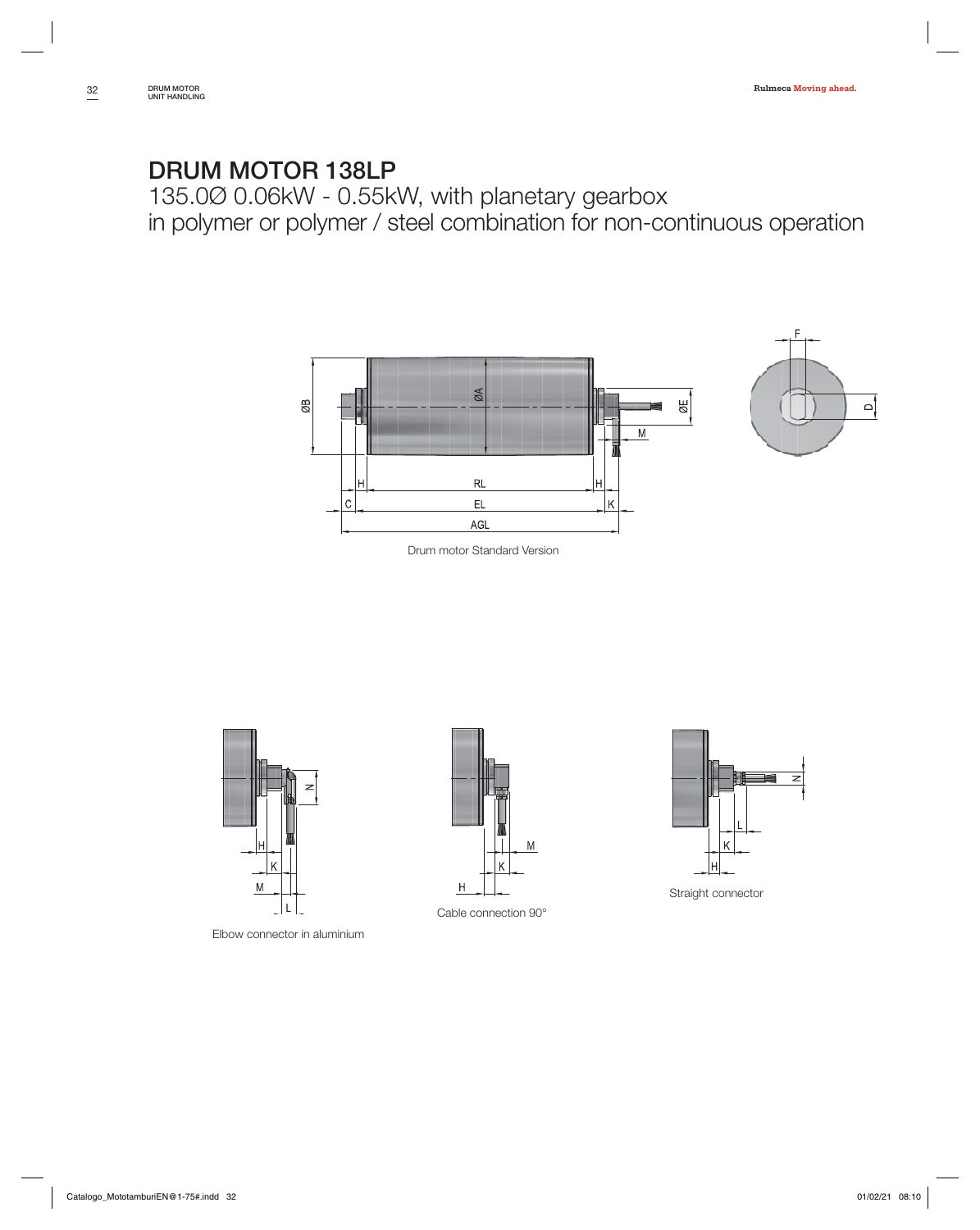# DRUM MOTOR 138LP

135.0Ø 0.06kW - 0.55kW, with planetary gearbox
in polymer or polymer / steel combination for non-continuous operation

Drum motor Standard Version

Elbow connector in aluminium

Cable connection 90°

Straight connector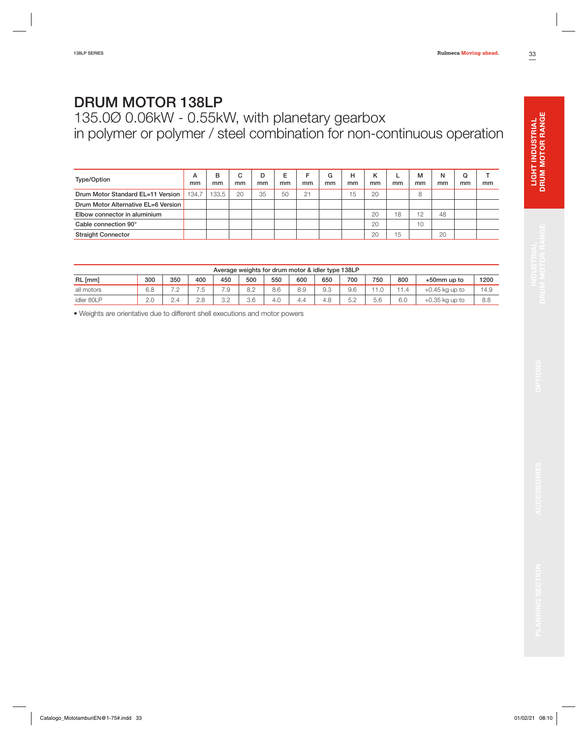# DRUM MOTOR 138LP

135.0Ø 0.06kW - 0.55kW, with planetary gearbox
in polymer or polymer / steel combination for non-continuous operation

| Type/Option | A mm | B mm | C mm | D mm | E mm | F mm | G mm | H mm | K mm | L mm | M mm | N mm | Q mm | T mm |
|---|---|---|---|---|---|---|---|---|---|---|---|---|---|---|
| Drum Motor Standard EL=11 Version | 134,7 | 133,5 | 20 | 35 | 50 | 21 | | 15 | 20 | | 8 | | | |
| Drum Motor Alternative EL=6 Version | | | | | | | | | | | | | | |
| Elbow connector in aluminium | | | | | | | | | 20 | 18 | 12 | 48 | | |
| Cable connection 90° | | | | | | | | | 20 | | 10 | | | |
| Straight Connector | | | | | | | | | 20 | 15 | | 20 | | |

| Average weights for drum motor & idler type 138LP | | | | | | | | | | | | | |
|---|---|---|---|---|---|---|---|---|---|---|---|---|---|
| RL [mm] | 300 | 350 | 400 | 450 | 500 | 550 | 600 | 650 | 700 | 750 | 800 | +50mm up to | 1200 |
| all motors | 6.8 | 7.2 | 7.5 | 7.9 | 8.2 | 8.6 | 8.9 | 9.3 | 9.6 | 11.0 | 11.4 | +0.45 kg up to | 14.9 |
| idler 80LP | 2.0 | 2.4 | 2.8 | 3.2 | 3.6 | 4.0 | 4.4 | 4.8 | 5.2 | 5.6 | 6.0 | +0.35 kg up to | 8.8 |

- Weights are orientative due to different shell executions and motor powers